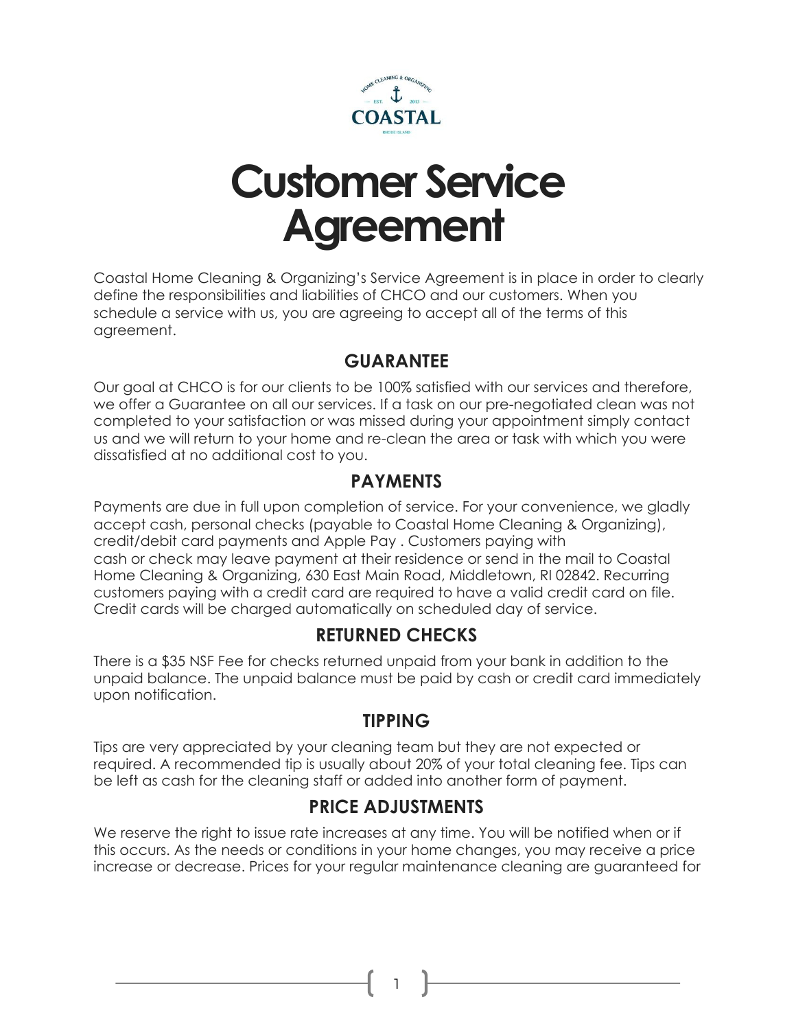# Customer Service Agreement

Coastal Home Cleaning & Organizing's Service Agreement is in place in order to clearly define the responsibilities and liabilities of CHCO and our customers. When you schedule a service with us, you are agreeing to accept all of the terms of this agreement.

## GUARANTEE

Our goal at CHCO is for our clients to be 100% satisfied with our services and therefore, we offer a Guarantee on all our services. If a task on our pre-negotiated clean was not completed to your satisfaction or was missed during your appointment simply contact us and we will return to your home and re-clean the area or task with which you were dissatisfied at no additional cost to you.

## PAYMENTS

Payments are due in full upon completion of service. For your convenience, we gladly accept cash, personal checks (payable to Coastal Home Cleaning & Organizing), credit/debit card payments and Apple Pay . Customers paying with cash or check may leave payment at their residence or send in the mail to Coastal Home Cleaning & Organizing, 630 East Main Road, Middletown, RI 02842. Recurring customers paying with a credit card are required to have a valid credit card on file. Credit cards will be charged automatically on scheduled day of service.

## RETURNED CHECKS

There is a $35 NSF Fee for checks returned unpaid from your bank in addition to the unpaid balance. The unpaid balance must be paid by cash or credit card immediately upon notification.

## TIPPING

Tips are very appreciated by your cleaning team but they are not expected or required. A recommended tip is usually about 20% of your total cleaning fee. Tips can be left as cash for the cleaning staff or added into another form of payment.

## PRICE ADJUSTMENTS

We reserve the right to issue rate increases at any time. You will be notified when or if this occurs. As the needs or conditions in your home changes, you may receive a price increase or decrease. Prices for your regular maintenance cleaning are guaranteed for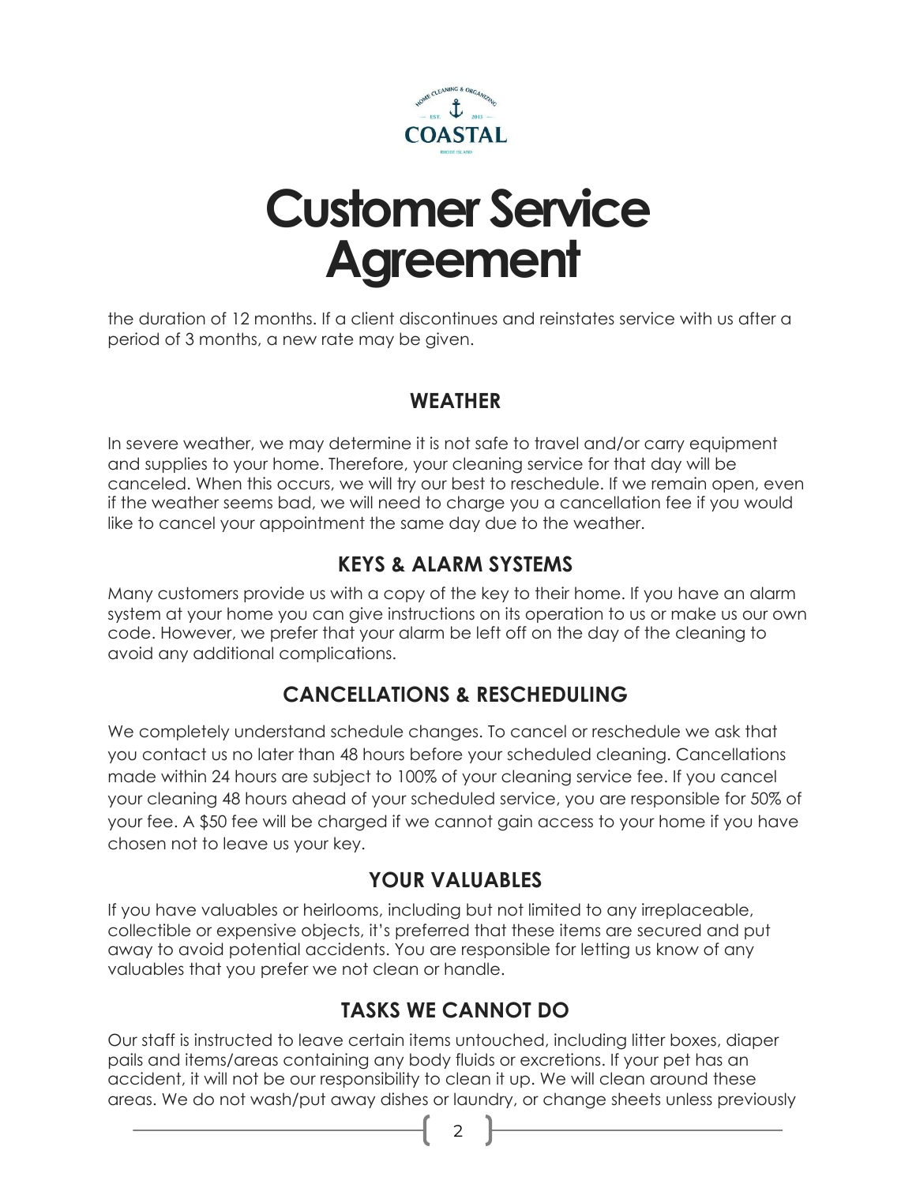# Customer Service Agreement

the duration of 12 months. If a client discontinues and reinstates service with us after a period of 3 months, a new rate may be given.

## WEATHER

In severe weather, we may determine it is not safe to travel and/or carry equipment and supplies to your home. Therefore, your cleaning service for that day will be canceled. When this occurs, we will try our best to reschedule. If we remain open, even if the weather seems bad, we will need to charge you a cancellation fee if you would like to cancel your appointment the same day due to the weather.

## KEYS & ALARM SYSTEMS

Many customers provide us with a copy of the key to their home. If you have an alarm system at your home you can give instructions on its operation to us or make us our own code. However, we prefer that your alarm be left off on the day of the cleaning to avoid any additional complications.

## CANCELLATIONS & RESCHEDULING

We completely understand schedule changes. To cancel or reschedule we ask that you contact us no later than 48 hours before your scheduled cleaning. Cancellations made within 24 hours are subject to 100% of your cleaning service fee. If you cancel your cleaning 48 hours ahead of your scheduled service, you are responsible for 50% of your fee. A $50 fee will be charged if we cannot gain access to your home if you have chosen not to leave us your key.

## YOUR VALUABLES

If you have valuables or heirlooms, including but not limited to any irreplaceable, collectible or expensive objects, it's preferred that these items are secured and put away to avoid potential accidents. You are responsible for letting us know of any valuables that you prefer we not clean or handle.

## TASKS WE CANNOT DO

Our staff is instructed to leave certain items untouched, including litter boxes, diaper pails and items/areas containing any body fluids or excretions. If your pet has an accident, it will not be our responsibility to clean it up. We will clean around these areas. We do not wash/put away dishes or laundry, or change sheets unless previously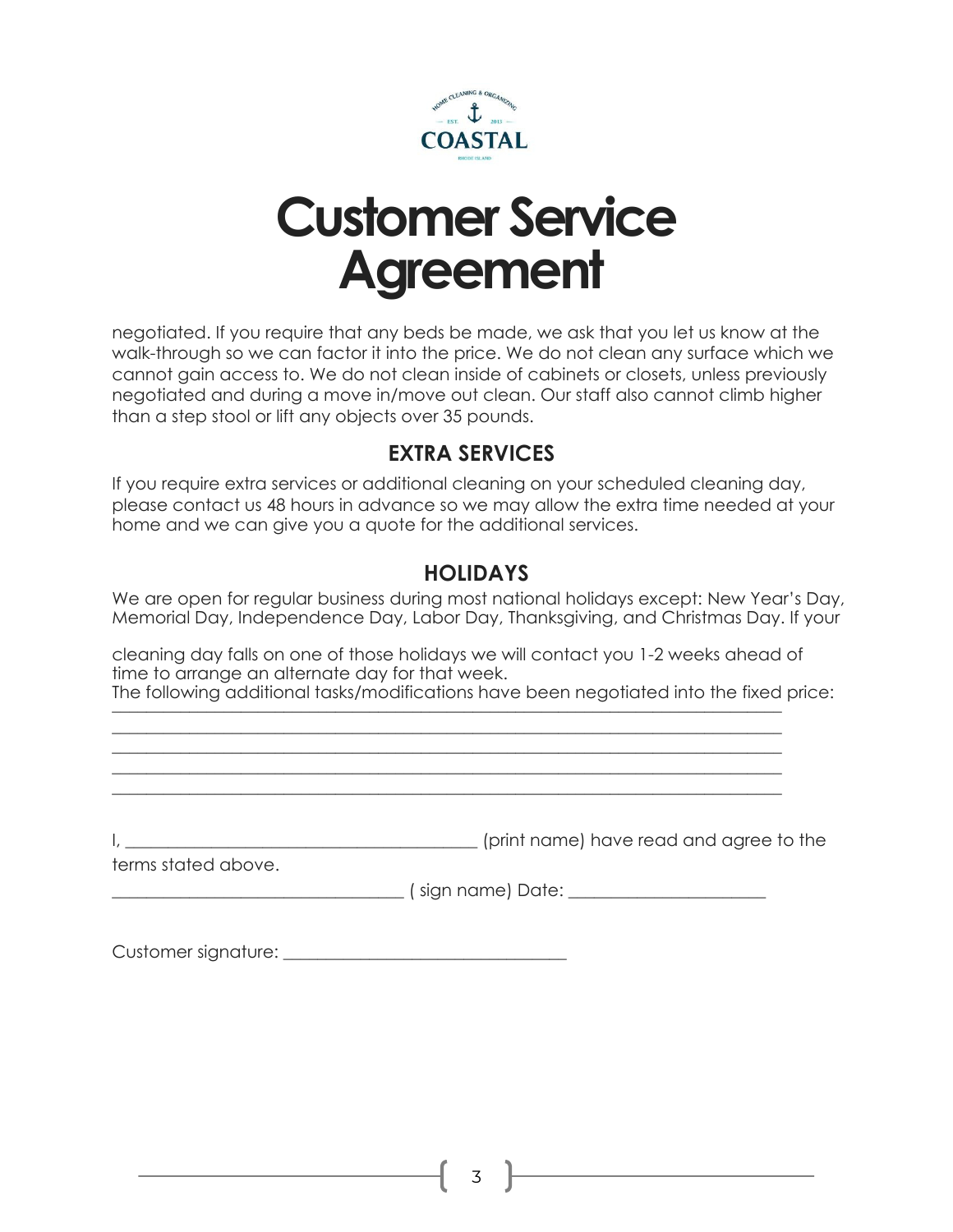# Customer Service Agreement

negotiated. If you require that any beds be made, we ask that you let us know at the walk-through so we can factor it into the price. We do not clean any surface which we cannot gain access to. We do not clean inside of cabinets or closets, unless previously negotiated and during a move in/move out clean. Our staff also cannot climb higher than a step stool or lift any objects over 35 pounds.

## EXTRA SERVICES

If you require extra services or additional cleaning on your scheduled cleaning day, please contact us 48 hours in advance so we may allow the extra time needed at your home and we can give you a quote for the additional services.

## HOLIDAYS

We are open for regular business during most national holidays except: New Year's Day, Memorial Day, Independence Day, Labor Day, Thanksgiving, and Christmas Day. If your

cleaning day falls on one of those holidays we will contact you 1-2 weeks ahead of time to arrange an alternate day for that week.

The following additional tasks/modifications have been negotiated into the fixed price:

_______________________________________________________________________________

_______________________________________________________________________________

_______________________________________________________________________________

_______________________________________________________________________________

_______________________________________________________________________________

I, ________________________________________ (print name) have read and agree to the terms stated above.

_________________________________ ( sign name) Date: ______________________

Customer signature: ________________________________